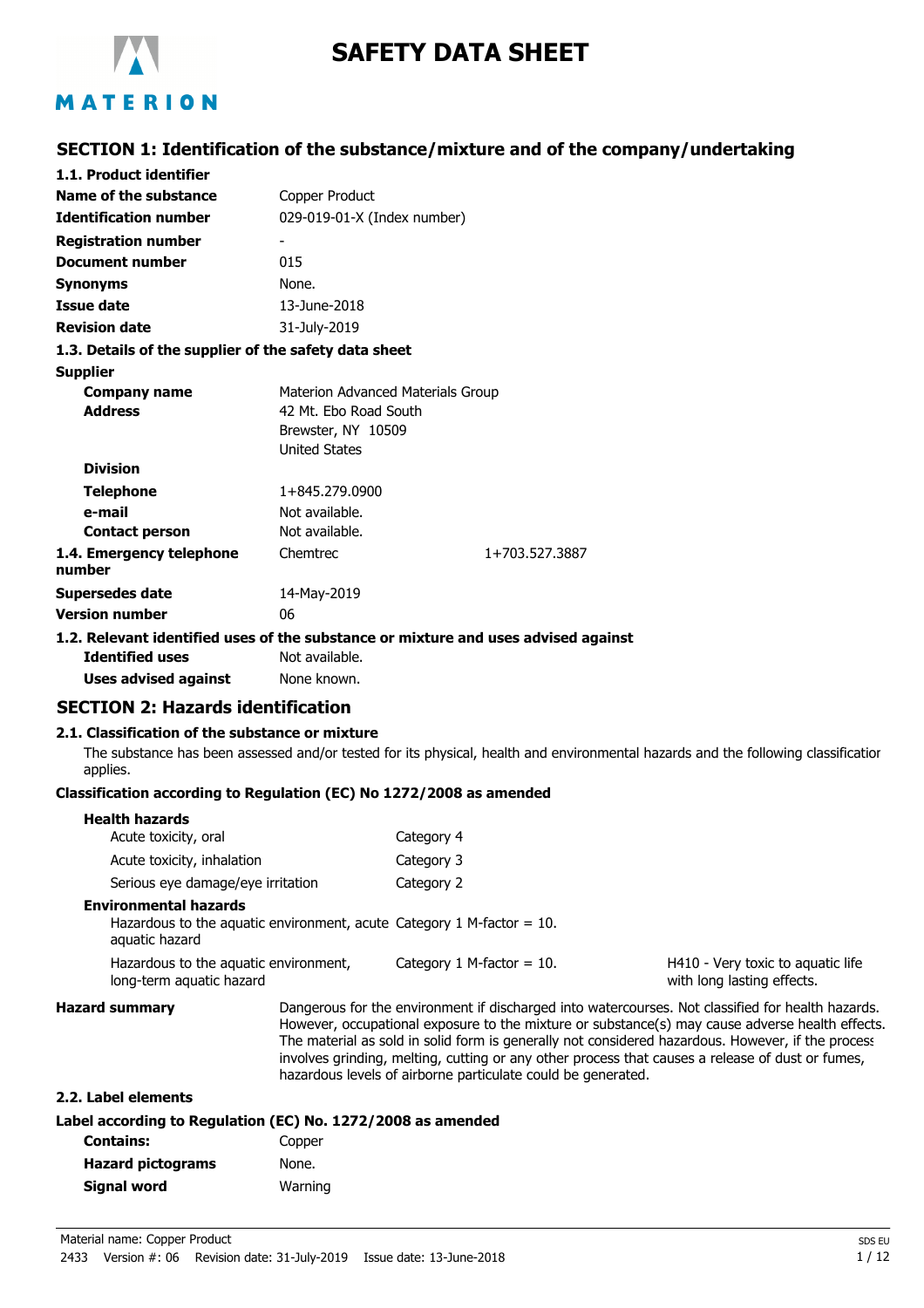# SAFETY DATA SHEET

## SECTION 1: Identification of the substance/mixture and of the company/undertaking

### 1.1. Product identifier

| | |
|---|---|
| **Name of the substance** | Copper Product |
| **Identification number** | 029-019-01-X (Index number) |
| **Registration number** | - |
| **Document number** | 015 |
| **Synonyms** | None. |
| **Issue date** | 13-June-2018 |
| **Revision date** | 31-July-2019 |

### 1.3. Details of the supplier of the safety data sheet

**Supplier**

| | |
|---|---|
| **Company name** | Materion Advanced Materials Group |
| **Address** | 42 Mt. Ebo Road South<br>Brewster, NY 10509<br>United States |
| **Division** | |
| **Telephone** | 1+845.279.0900 |
| **e-mail** | Not available. |
| **Contact person** | Not available. |

| | | |
|---|---|---|
| **1.4. Emergency telephone number** | Chemtrec | 1+703.527.3887 |
| **Supersedes date** | 14-May-2019 | |
| **Version number** | 06 | |

### 1.2. Relevant identified uses of the substance or mixture and uses advised against

| | |
|---|---|
| **Identified uses** | Not available. |
| **Uses advised against** | None known. |

## SECTION 2: Hazards identification

### 2.1. Classification of the substance or mixture

The substance has been assessed and/or tested for its physical, health and environmental hazards and the following classification applies.

**Classification according to Regulation (EC) No 1272/2008 as amended**

| | | |
|---|---|---|
| **Health hazards** | | |
| Acute toxicity, oral | Category 4 | |
| Acute toxicity, inhalation | Category 3 | |
| Serious eye damage/eye irritation | Category 2 | |
| **Environmental hazards** | | |
| Hazardous to the aquatic environment, acute aquatic hazard | Category 1 M-factor = 10. | |
| Hazardous to the aquatic environment, long-term aquatic hazard | Category 1 M-factor = 10. | H410 - Very toxic to aquatic life with long lasting effects. |

**Hazard summary**

Dangerous for the environment if discharged into watercourses. Not classified for health hazards. However, occupational exposure to the mixture or substance(s) may cause adverse health effects. The material as sold in solid form is generally not considered hazardous. However, if the process involves grinding, melting, cutting or any other process that causes a release of dust or fumes, hazardous levels of airborne particulate could be generated.

### 2.2. Label elements

**Label according to Regulation (EC) No. 1272/2008 as amended**

| | |
|---|---|
| **Contains:** | Copper |
| **Hazard pictograms** | None. |
| **Signal word** | Warning |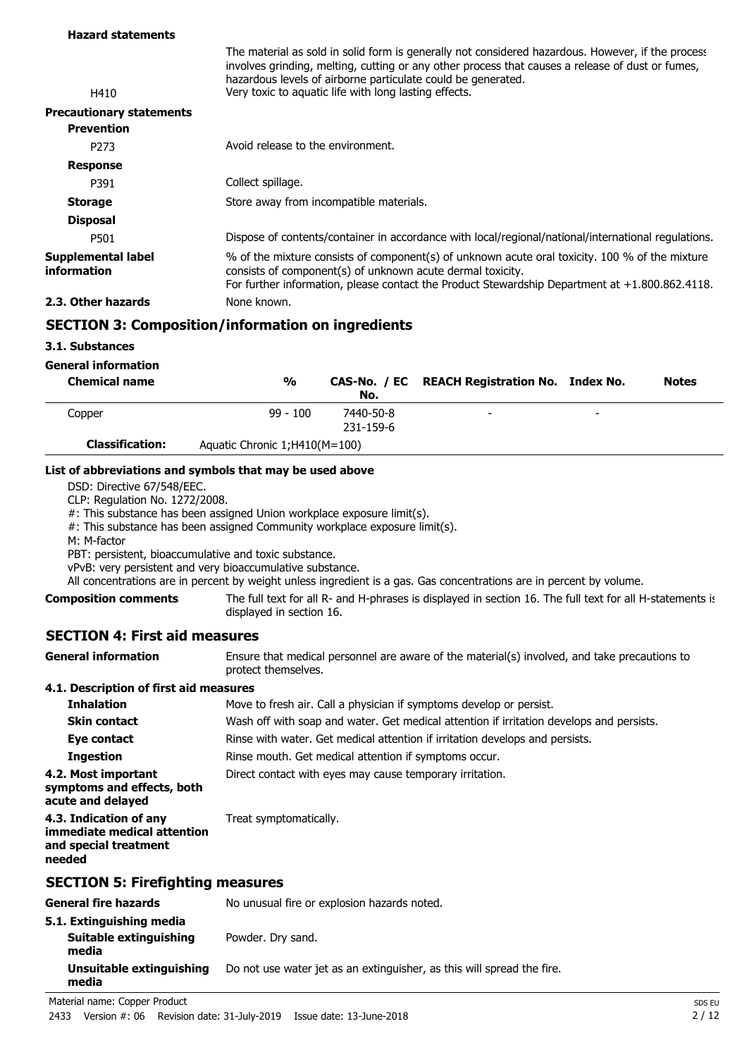**Hazard statements**

The material as sold in solid form is generally not considered hazardous. However, if the process involves grinding, melting, cutting or any other process that causes a release of dust or fumes, hazardous levels of airborne particulate could be generated.

| | |
|---|---|
| H410 | Very toxic to aquatic life with long lasting effects. |

**Precautionary statements**

**Prevention**

| | |
|---|---|
| P273 | Avoid release to the environment. |

**Response**

| | |
|---|---|
| P391 | Collect spillage. |

**Storage** Store away from incompatible materials.

**Disposal**

| | |
|---|---|
| P501 | Dispose of contents/container in accordance with local/regional/national/international regulations. |

**Supplemental label information** % of the mixture consists of component(s) of unknown acute oral toxicity. 100 % of the mixture consists of component(s) of unknown acute dermal toxicity.
For further information, please contact the Product Stewardship Department at +1.800.862.4118.

**2.3. Other hazards** None known.

## SECTION 3: Composition/information on ingredients

### 3.1. Substances

**General information**

| Chemical name | % | CAS-No. / EC No. | REACH Registration No. | Index No. | Notes |
|---|---|---|---|---|---|
| Copper | 99 - 100 | 7440-50-8<br>231-159-6 | - | - | |
| **Classification:** | Aquatic Chronic 1;H410(M=100) | | | | |

**List of abbreviations and symbols that may be used above**

DSD: Directive 67/548/EEC.
CLP: Regulation No. 1272/2008.
#: This substance has been assigned Union workplace exposure limit(s).
#: This substance has been assigned Community workplace exposure limit(s).
M: M-factor
PBT: persistent, bioaccumulative and toxic substance.
vPvB: very persistent and very bioaccumulative substance.
All concentrations are in percent by weight unless ingredient is a gas. Gas concentrations are in percent by volume.

**Composition comments** The full text for all R- and H-phrases is displayed in section 16. The full text for all H-statements is displayed in section 16.

## SECTION 4: First aid measures

**General information** Ensure that medical personnel are aware of the material(s) involved, and take precautions to protect themselves.

**4.1. Description of first aid measures**

| | |
|---|---|
| **Inhalation** | Move to fresh air. Call a physician if symptoms develop or persist. |
| **Skin contact** | Wash off with soap and water. Get medical attention if irritation develops and persists. |
| **Eye contact** | Rinse with water. Get medical attention if irritation develops and persists. |
| **Ingestion** | Rinse mouth. Get medical attention if symptoms occur. |

**4.2. Most important symptoms and effects, both acute and delayed** Direct contact with eyes may cause temporary irritation.

**4.3. Indication of any immediate medical attention and special treatment needed** Treat symptomatically.

## SECTION 5: Firefighting measures

**General fire hazards** No unusual fire or explosion hazards noted.

**5.1. Extinguishing media**

| | |
|---|---|
| **Suitable extinguishing media** | Powder. Dry sand. |
| **Unsuitable extinguishing media** | Do not use water jet as an extinguisher, as this will spread the fire. |

Material name: Copper Product
2433 Version #: 06 Revision date: 31-July-2019 Issue date: 13-June-2018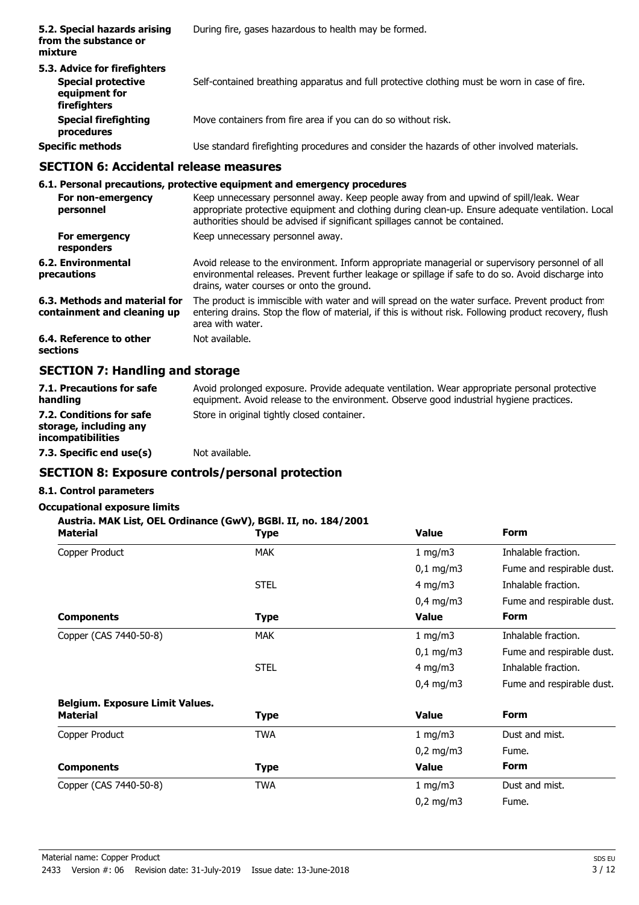| | |
|---|---|
| **5.2. Special hazards arising from the substance or mixture** | During fire, gases hazardous to health may be formed. |
| **5.3. Advice for firefighters** | |
| **Special protective equipment for firefighters** | Self-contained breathing apparatus and full protective clothing must be worn in case of fire. |
| **Special firefighting procedures** | Move containers from fire area if you can do so without risk. |
| **Specific methods** | Use standard firefighting procedures and consider the hazards of other involved materials. |

## SECTION 6: Accidental release measures

### 6.1. Personal precautions, protective equipment and emergency procedures

| | |
|---|---|
| **For non-emergency personnel** | Keep unnecessary personnel away. Keep people away from and upwind of spill/leak. Wear appropriate protective equipment and clothing during clean-up. Ensure adequate ventilation. Local authorities should be advised if significant spillages cannot be contained. |
| **For emergency responders** | Keep unnecessary personnel away. |
| **6.2. Environmental precautions** | Avoid release to the environment. Inform appropriate managerial or supervisory personnel of all environmental releases. Prevent further leakage or spillage if safe to do so. Avoid discharge into drains, water courses or onto the ground. |
| **6.3. Methods and material for containment and cleaning up** | The product is immiscible with water and will spread on the water surface. Prevent product from entering drains. Stop the flow of material, if this is without risk. Following product recovery, flush area with water. |
| **6.4. Reference to other sections** | Not available. |

## SECTION 7: Handling and storage

| | |
|---|---|
| **7.1. Precautions for safe handling** | Avoid prolonged exposure. Provide adequate ventilation. Wear appropriate personal protective equipment. Avoid release to the environment. Observe good industrial hygiene practices. |
| **7.2. Conditions for safe storage, including any incompatibilities** | Store in original tightly closed container. |
| **7.3. Specific end use(s)** | Not available. |

## SECTION 8: Exposure controls/personal protection

### 8.1. Control parameters

**Occupational exposure limits**

**Austria. MAK List, OEL Ordinance (GwV), BGBl. II, no. 184/2001**

| Material | Type | Value | Form |
|---|---|---|---|
| Copper Product | MAK | 1 mg/m3 | Inhalable fraction. |
| | | 0,1 mg/m3 | Fume and respirable dust. |
| | STEL | 4 mg/m3 | Inhalable fraction. |
| | | 0,4 mg/m3 | Fume and respirable dust. |
| **Components** | **Type** | **Value** | **Form** |
| Copper (CAS 7440-50-8) | MAK | 1 mg/m3 | Inhalable fraction. |
| | | 0,1 mg/m3 | Fume and respirable dust. |
| | STEL | 4 mg/m3 | Inhalable fraction. |
| | | 0,4 mg/m3 | Fume and respirable dust. |

**Belgium. Exposure Limit Values.**

| Material | Type | Value | Form |
|---|---|---|---|
| Copper Product | TWA | 1 mg/m3 | Dust and mist. |
| | | 0,2 mg/m3 | Fume. |
| **Components** | **Type** | **Value** | **Form** |
| Copper (CAS 7440-50-8) | TWA | 1 mg/m3 | Dust and mist. |
| | | 0,2 mg/m3 | Fume. |

Material name: Copper Product
2433 Version #: 06 Revision date: 31-July-2019 Issue date: 13-June-2018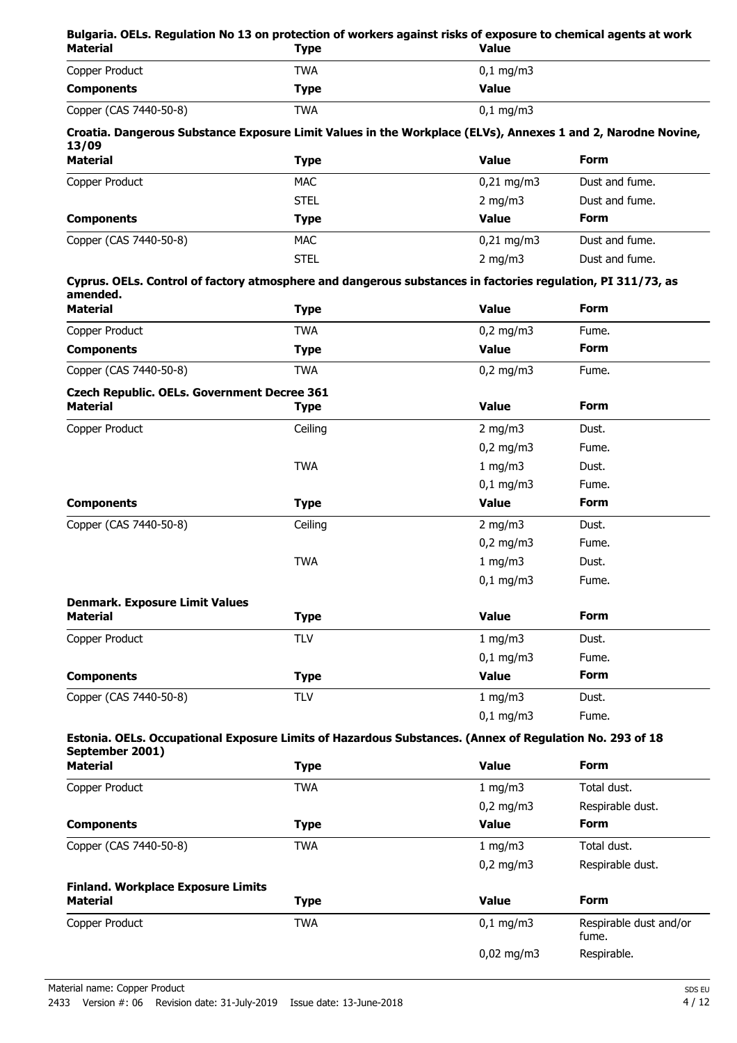**Bulgaria. OELs. Regulation No 13 on protection of workers against risks of exposure to chemical agents at work**

| Material | Type | Value |
|---|---|---|
| Copper Product | TWA | 0,1 mg/m3 |
| **Components** | **Type** | **Value** |
| Copper (CAS 7440-50-8) | TWA | 0,1 mg/m3 |

**Croatia. Dangerous Substance Exposure Limit Values in the Workplace (ELVs), Annexes 1 and 2, Narodne Novine, 13/09**

| Material | Type | Value | Form |
|---|---|---|---|
| Copper Product | MAC | 0,21 mg/m3 | Dust and fume. |
| | STEL | 2 mg/m3 | Dust and fume. |
| **Components** | **Type** | **Value** | **Form** |
| Copper (CAS 7440-50-8) | MAC | 0,21 mg/m3 | Dust and fume. |
| | STEL | 2 mg/m3 | Dust and fume. |

**Cyprus. OELs. Control of factory atmosphere and dangerous substances in factories regulation, PI 311/73, as amended.**

| Material | Type | Value | Form |
|---|---|---|---|
| Copper Product | TWA | 0,2 mg/m3 | Fume. |
| **Components** | **Type** | **Value** | **Form** |
| Copper (CAS 7440-50-8) | TWA | 0,2 mg/m3 | Fume. |

**Czech Republic. OELs. Government Decree 361**

| Material | Type | Value | Form |
|---|---|---|---|
| Copper Product | Ceiling | 2 mg/m3 | Dust. |
| | | 0,2 mg/m3 | Fume. |
| | TWA | 1 mg/m3 | Dust. |
| | | 0,1 mg/m3 | Fume. |
| **Components** | **Type** | **Value** | **Form** |
| Copper (CAS 7440-50-8) | Ceiling | 2 mg/m3 | Dust. |
| | | 0,2 mg/m3 | Fume. |
| | TWA | 1 mg/m3 | Dust. |
| | | 0,1 mg/m3 | Fume. |

**Denmark. Exposure Limit Values**

| Material | Type | Value | Form |
|---|---|---|---|
| Copper Product | TLV | 1 mg/m3 | Dust. |
| | | 0,1 mg/m3 | Fume. |
| **Components** | **Type** | **Value** | **Form** |
| Copper (CAS 7440-50-8) | TLV | 1 mg/m3 | Dust. |
| | | 0,1 mg/m3 | Fume. |

**Estonia. OELs. Occupational Exposure Limits of Hazardous Substances. (Annex of Regulation No. 293 of 18 September 2001)**

| Material | Type | Value | Form |
|---|---|---|---|
| Copper Product | TWA | 1 mg/m3 | Total dust. |
| | | 0,2 mg/m3 | Respirable dust. |
| **Components** | **Type** | **Value** | **Form** |
| Copper (CAS 7440-50-8) | TWA | 1 mg/m3 | Total dust. |
| | | 0,2 mg/m3 | Respirable dust. |

**Finland. Workplace Exposure Limits**

| Material | Type | Value | Form |
|---|---|---|---|
| Copper Product | TWA | 0,1 mg/m3 | Respirable dust and/or fume. |
| | | 0,02 mg/m3 | Respirable. |

Material name: Copper Product

2433 Version #: 06 Revision date: 31-July-2019 Issue date: 13-June-2018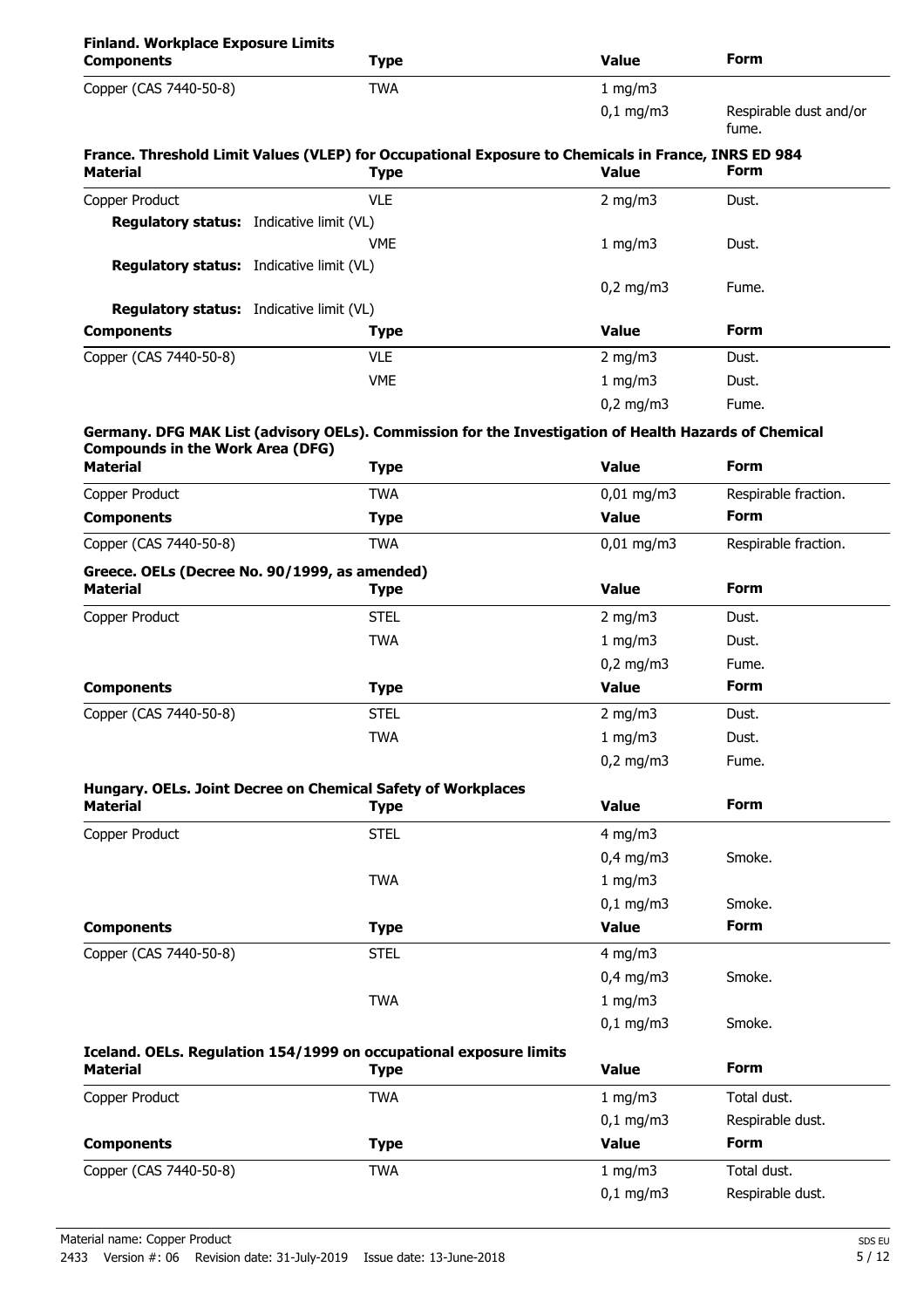**Finland. Workplace Exposure Limits**

| Components | Type | Value | Form |
|---|---|---|---|
| Copper (CAS 7440-50-8) | TWA | 1 mg/m3 | |
| | | 0,1 mg/m3 | Respirable dust and/or fume. |

**France. Threshold Limit Values (VLEP) for Occupational Exposure to Chemicals in France, INRS ED 984**

| Material | Type | Value | Form |
|---|---|---|---|
| Copper Product | VLE | 2 mg/m3 | Dust. |
| **Regulatory status:** Indicative limit (VL) | | | |
| | VME | 1 mg/m3 | Dust. |
| **Regulatory status:** Indicative limit (VL) | | | |
| | | 0,2 mg/m3 | Fume. |
| **Regulatory status:** Indicative limit (VL) | | | |

| Components | Type | Value | Form |
|---|---|---|---|
| Copper (CAS 7440-50-8) | VLE | 2 mg/m3 | Dust. |
| | VME | 1 mg/m3 | Dust. |
| | | 0,2 mg/m3 | Fume. |

**Germany. DFG MAK List (advisory OELs). Commission for the Investigation of Health Hazards of Chemical Compounds in the Work Area (DFG)**

| Material | Type | Value | Form |
|---|---|---|---|
| Copper Product | TWA | 0,01 mg/m3 | Respirable fraction. |

| Components | Type | Value | Form |
|---|---|---|---|
| Copper (CAS 7440-50-8) | TWA | 0,01 mg/m3 | Respirable fraction. |

**Greece. OELs (Decree No. 90/1999, as amended)**

| Material | Type | Value | Form |
|---|---|---|---|
| Copper Product | STEL | 2 mg/m3 | Dust. |
| | TWA | 1 mg/m3 | Dust. |
| | | 0,2 mg/m3 | Fume. |

| Components | Type | Value | Form |
|---|---|---|---|
| Copper (CAS 7440-50-8) | STEL | 2 mg/m3 | Dust. |
| | TWA | 1 mg/m3 | Dust. |
| | | 0,2 mg/m3 | Fume. |

**Hungary. OELs. Joint Decree on Chemical Safety of Workplaces**

| Material | Type | Value | Form |
|---|---|---|---|
| Copper Product | STEL | 4 mg/m3 | |
| | | 0,4 mg/m3 | Smoke. |
| | TWA | 1 mg/m3 | |
| | | 0,1 mg/m3 | Smoke. |

| Components | Type | Value | Form |
|---|---|---|---|
| Copper (CAS 7440-50-8) | STEL | 4 mg/m3 | |
| | | 0,4 mg/m3 | Smoke. |
| | TWA | 1 mg/m3 | |
| | | 0,1 mg/m3 | Smoke. |

**Iceland. OELs. Regulation 154/1999 on occupational exposure limits**

| Material | Type | Value | Form |
|---|---|---|---|
| Copper Product | TWA | 1 mg/m3 | Total dust. |
| | | 0,1 mg/m3 | Respirable dust. |

| Components | Type | Value | Form |
|---|---|---|---|
| Copper (CAS 7440-50-8) | TWA | 1 mg/m3 | Total dust. |
| | | 0,1 mg/m3 | Respirable dust. |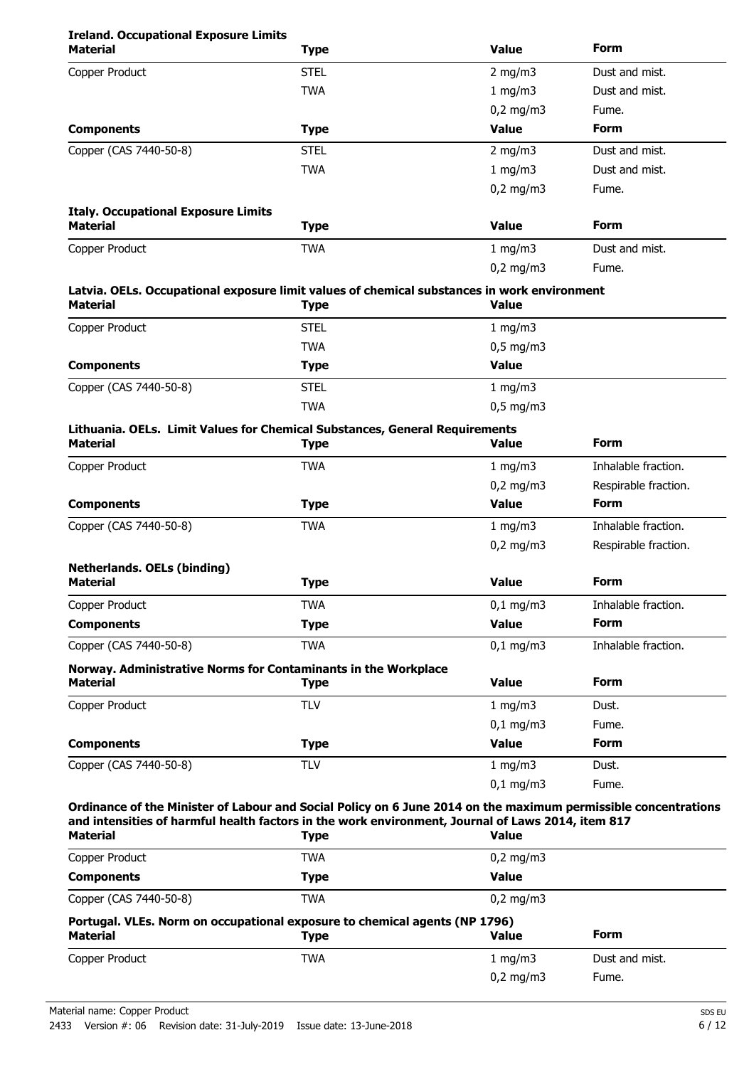**Ireland. Occupational Exposure Limits**

| Material | Type | Value | Form |
|---|---|---|---|
| Copper Product | STEL | 2 mg/m3 | Dust and mist. |
| | TWA | 1 mg/m3 | Dust and mist. |
| | | 0,2 mg/m3 | Fume. |
| **Components** | **Type** | **Value** | **Form** |
| Copper (CAS 7440-50-8) | STEL | 2 mg/m3 | Dust and mist. |
| | TWA | 1 mg/m3 | Dust and mist. |
| | | 0,2 mg/m3 | Fume. |

**Italy. Occupational Exposure Limits**

| Material | Type | Value | Form |
|---|---|---|---|
| Copper Product | TWA | 1 mg/m3 | Dust and mist. |
| | | 0,2 mg/m3 | Fume. |

**Latvia. OELs. Occupational exposure limit values of chemical substances in work environment**

| Material | Type | Value |
|---|---|---|
| Copper Product | STEL | 1 mg/m3 |
| | TWA | 0,5 mg/m3 |
| **Components** | **Type** | **Value** |
| Copper (CAS 7440-50-8) | STEL | 1 mg/m3 |
| | TWA | 0,5 mg/m3 |

**Lithuania. OELs. Limit Values for Chemical Substances, General Requirements**

| Material | Type | Value | Form |
|---|---|---|---|
| Copper Product | TWA | 1 mg/m3 | Inhalable fraction. |
| | | 0,2 mg/m3 | Respirable fraction. |
| **Components** | **Type** | **Value** | **Form** |
| Copper (CAS 7440-50-8) | TWA | 1 mg/m3 | Inhalable fraction. |
| | | 0,2 mg/m3 | Respirable fraction. |

**Netherlands. OELs (binding)**

| Material | Type | Value | Form |
|---|---|---|---|
| Copper Product | TWA | 0,1 mg/m3 | Inhalable fraction. |
| **Components** | **Type** | **Value** | **Form** |
| Copper (CAS 7440-50-8) | TWA | 0,1 mg/m3 | Inhalable fraction. |

**Norway. Administrative Norms for Contaminants in the Workplace**

| Material | Type | Value | Form |
|---|---|---|---|
| Copper Product | TLV | 1 mg/m3 | Dust. |
| | | 0,1 mg/m3 | Fume. |
| **Components** | **Type** | **Value** | **Form** |
| Copper (CAS 7440-50-8) | TLV | 1 mg/m3 | Dust. |
| | | 0,1 mg/m3 | Fume. |

**Ordinance of the Minister of Labour and Social Policy on 6 June 2014 on the maximum permissible concentrations and intensities of harmful health factors in the work environment, Journal of Laws 2014, item 817**

| Material | Type | Value |
|---|---|---|
| Copper Product | TWA | 0,2 mg/m3 |
| **Components** | **Type** | **Value** |
| Copper (CAS 7440-50-8) | TWA | 0,2 mg/m3 |

**Portugal. VLEs. Norm on occupational exposure to chemical agents (NP 1796)**

| Material | Type | Value | Form |
|---|---|---|---|
| Copper Product | TWA | 1 mg/m3 | Dust and mist. |
| | | 0,2 mg/m3 | Fume. |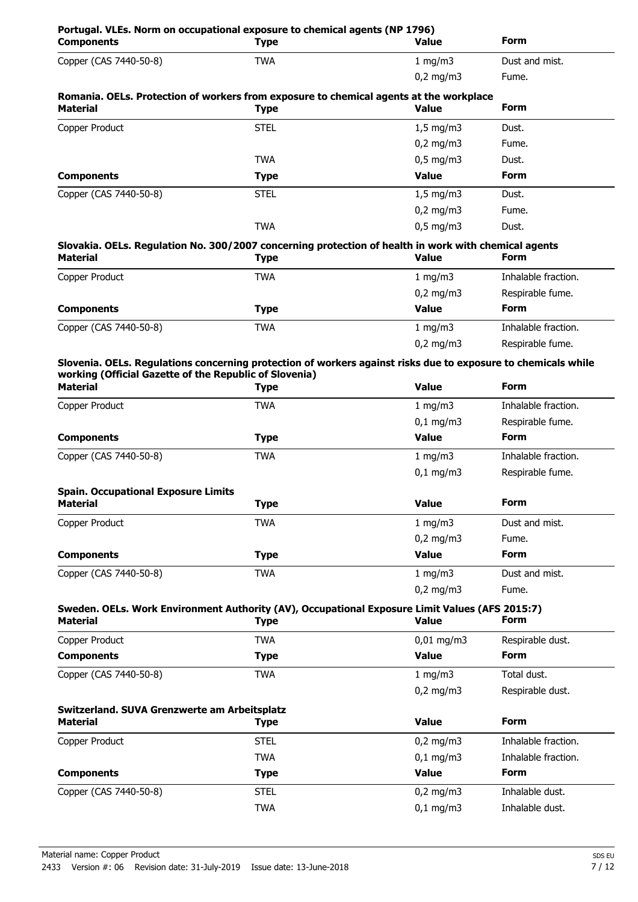**Portugal. VLEs. Norm on occupational exposure to chemical agents (NP 1796)**

| Components | Type | Value | Form |
|---|---|---|---|
| Copper (CAS 7440-50-8) | TWA | 1 mg/m3 | Dust and mist. |
| | | 0,2 mg/m3 | Fume. |

**Romania. OELs. Protection of workers from exposure to chemical agents at the workplace**

| Material | Type | Value | Form |
|---|---|---|---|
| Copper Product | STEL | 1,5 mg/m3 | Dust. |
| | | 0,2 mg/m3 | Fume. |
| | TWA | 0,5 mg/m3 | Dust. |

| Components | Type | Value | Form |
|---|---|---|---|
| Copper (CAS 7440-50-8) | STEL | 1,5 mg/m3 | Dust. |
| | | 0,2 mg/m3 | Fume. |
| | TWA | 0,5 mg/m3 | Dust. |

**Slovakia. OELs. Regulation No. 300/2007 concerning protection of health in work with chemical agents**

| Material | Type | Value | Form |
|---|---|---|---|
| Copper Product | TWA | 1 mg/m3 | Inhalable fraction. |
| | | 0,2 mg/m3 | Respirable fume. |

| Components | Type | Value | Form |
|---|---|---|---|
| Copper (CAS 7440-50-8) | TWA | 1 mg/m3 | Inhalable fraction. |
| | | 0,2 mg/m3 | Respirable fume. |

**Slovenia. OELs. Regulations concerning protection of workers against risks due to exposure to chemicals while working (Official Gazette of the Republic of Slovenia)**

| Material | Type | Value | Form |
|---|---|---|---|
| Copper Product | TWA | 1 mg/m3 | Inhalable fraction. |
| | | 0,1 mg/m3 | Respirable fume. |

| Components | Type | Value | Form |
|---|---|---|---|
| Copper (CAS 7440-50-8) | TWA | 1 mg/m3 | Inhalable fraction. |
| | | 0,1 mg/m3 | Respirable fume. |

**Spain. Occupational Exposure Limits**

| Material | Type | Value | Form |
|---|---|---|---|
| Copper Product | TWA | 1 mg/m3 | Dust and mist. |
| | | 0,2 mg/m3 | Fume. |

| Components | Type | Value | Form |
|---|---|---|---|
| Copper (CAS 7440-50-8) | TWA | 1 mg/m3 | Dust and mist. |
| | | 0,2 mg/m3 | Fume. |

**Sweden. OELs. Work Environment Authority (AV), Occupational Exposure Limit Values (AFS 2015:7)**

| Material | Type | Value | Form |
|---|---|---|---|
| Copper Product | TWA | 0,01 mg/m3 | Respirable dust. |

| Components | Type | Value | Form |
|---|---|---|---|
| Copper (CAS 7440-50-8) | TWA | 1 mg/m3 | Total dust. |
| | | 0,2 mg/m3 | Respirable dust. |

**Switzerland. SUVA Grenzwerte am Arbeitsplatz**

| Material | Type | Value | Form |
|---|---|---|---|
| Copper Product | STEL | 0,2 mg/m3 | Inhalable fraction. |
| | TWA | 0,1 mg/m3 | Inhalable fraction. |

| Components | Type | Value | Form |
|---|---|---|---|
| Copper (CAS 7440-50-8) | STEL | 0,2 mg/m3 | Inhalable dust. |
| | TWA | 0,1 mg/m3 | Inhalable dust. |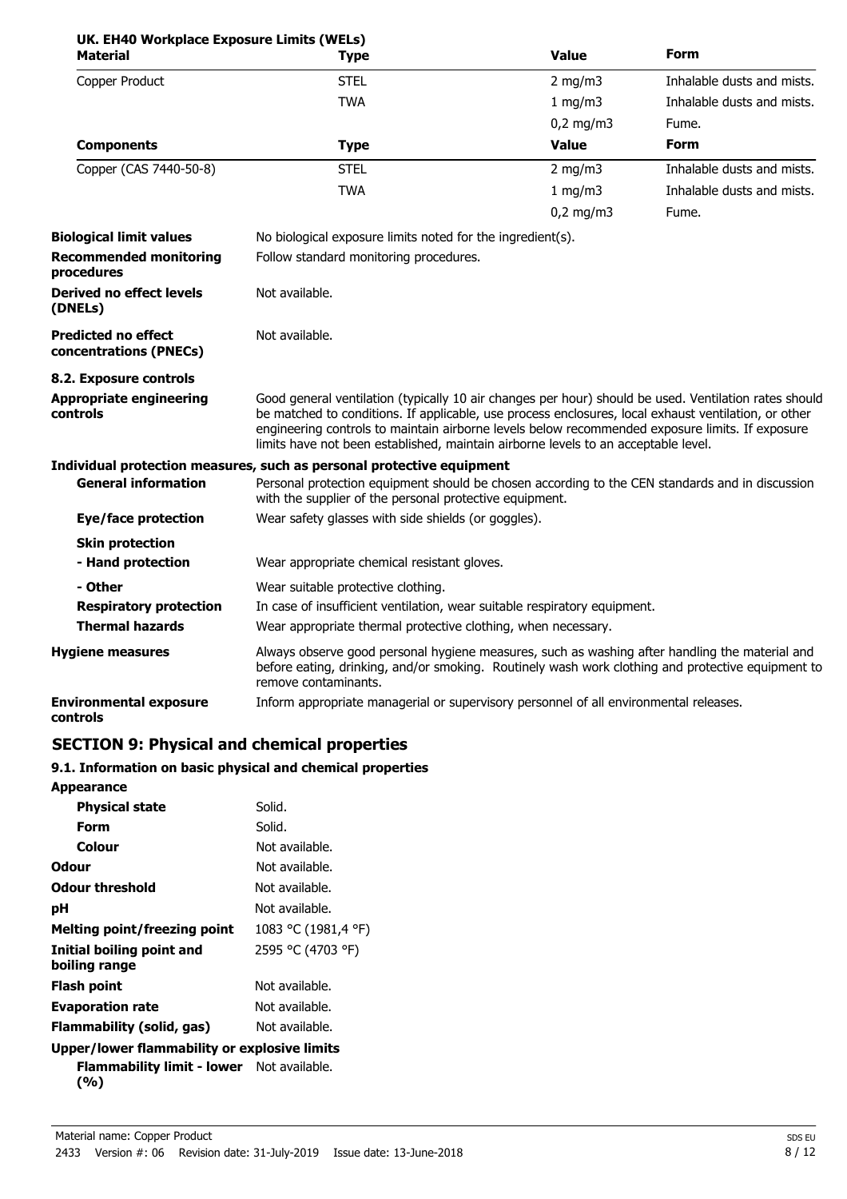**UK. EH40 Workplace Exposure Limits (WELs)**

| Material | Type | Value | Form |
|---|---|---|---|
| Copper Product | STEL | 2 mg/m3 | Inhalable dusts and mists. |
| | TWA | 1 mg/m3 | Inhalable dusts and mists. |
| | | 0,2 mg/m3 | Fume. |
| **Components** | **Type** | **Value** | **Form** |
| Copper (CAS 7440-50-8) | STEL | 2 mg/m3 | Inhalable dusts and mists. |
| | TWA | 1 mg/m3 | Inhalable dusts and mists. |
| | | 0,2 mg/m3 | Fume. |

**Biological limit values** No biological exposure limits noted for the ingredient(s).

**Recommended monitoring procedures** Follow standard monitoring procedures.

**Derived no effect levels (DNELs)** Not available.

**Predicted no effect concentrations (PNECs)** Not available.

**8.2. Exposure controls**

**Appropriate engineering controls** Good general ventilation (typically 10 air changes per hour) should be used. Ventilation rates should be matched to conditions. If applicable, use process enclosures, local exhaust ventilation, or other engineering controls to maintain airborne levels below recommended exposure limits. If exposure limits have not been established, maintain airborne levels to an acceptable level.

**Individual protection measures, such as personal protective equipment**

**General information** Personal protection equipment should be chosen according to the CEN standards and in discussion with the supplier of the personal protective equipment.

**Eye/face protection** Wear safety glasses with side shields (or goggles).

**Skin protection**

**- Hand protection** Wear appropriate chemical resistant gloves.

**- Other** Wear suitable protective clothing.

**Respiratory protection** In case of insufficient ventilation, wear suitable respiratory equipment.

**Thermal hazards** Wear appropriate thermal protective clothing, when necessary.

**Hygiene measures** Always observe good personal hygiene measures, such as washing after handling the material and before eating, drinking, and/or smoking. Routinely wash work clothing and protective equipment to remove contaminants.

**Environmental exposure controls** Inform appropriate managerial or supervisory personnel of all environmental releases.

## SECTION 9: Physical and chemical properties

### 9.1. Information on basic physical and chemical properties

**Appearance**

| | |
|---|---|
| **Physical state** | Solid. |
| **Form** | Solid. |
| **Colour** | Not available. |
| **Odour** | Not available. |
| **Odour threshold** | Not available. |
| **pH** | Not available. |
| **Melting point/freezing point** | 1083 °C (1981,4 °F) |
| **Initial boiling point and boiling range** | 2595 °C (4703 °F) |
| **Flash point** | Not available. |
| **Evaporation rate** | Not available. |
| **Flammability (solid, gas)** | Not available. |

**Upper/lower flammability or explosive limits**

**Flammability limit - lower (%)** Not available.

Material name: Copper Product

2433 Version #: 06 Revision date: 31-July-2019 Issue date: 13-June-2018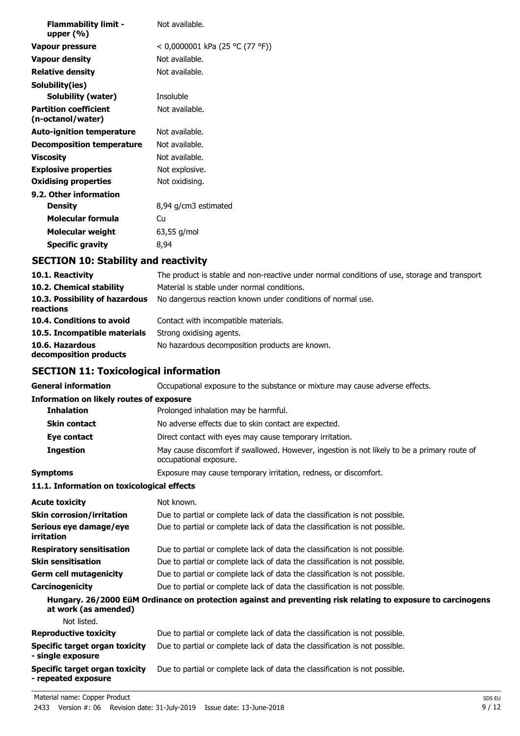| | |
|---|---|
| **Flammability limit - upper (%)** | Not available. |
| **Vapour pressure** | < 0,0000001 kPa (25 °C (77 °F)) |
| **Vapour density** | Not available. |
| **Relative density** | Not available. |
| **Solubility(ies)** | |
| **Solubility (water)** | Insoluble |
| **Partition coefficient (n-octanol/water)** | Not available. |
| **Auto-ignition temperature** | Not available. |
| **Decomposition temperature** | Not available. |
| **Viscosity** | Not available. |
| **Explosive properties** | Not explosive. |
| **Oxidising properties** | Not oxidising. |
| **9.2. Other information** | |
| **Density** | 8,94 g/cm3 estimated |
| **Molecular formula** | Cu |
| **Molecular weight** | 63,55 g/mol |
| **Specific gravity** | 8,94 |

## SECTION 10: Stability and reactivity

| | |
|---|---|
| **10.1. Reactivity** | The product is stable and non-reactive under normal conditions of use, storage and transport. |
| **10.2. Chemical stability** | Material is stable under normal conditions. |
| **10.3. Possibility of hazardous reactions** | No dangerous reaction known under conditions of normal use. |
| **10.4. Conditions to avoid** | Contact with incompatible materials. |
| **10.5. Incompatible materials** | Strong oxidising agents. |
| **10.6. Hazardous decomposition products** | No hazardous decomposition products are known. |

## SECTION 11: Toxicological information

| | |
|---|---|
| **General information** | Occupational exposure to the substance or mixture may cause adverse effects. |

**Information on likely routes of exposure**

| | |
|---|---|
| **Inhalation** | Prolonged inhalation may be harmful. |
| **Skin contact** | No adverse effects due to skin contact are expected. |
| **Eye contact** | Direct contact with eyes may cause temporary irritation. |
| **Ingestion** | May cause discomfort if swallowed. However, ingestion is not likely to be a primary route of occupational exposure. |
| **Symptoms** | Exposure may cause temporary irritation, redness, or discomfort. |

**11.1. Information on toxicological effects**

| | |
|---|---|
| **Acute toxicity** | Not known. |
| **Skin corrosion/irritation** | Due to partial or complete lack of data the classification is not possible. |
| **Serious eye damage/eye irritation** | Due to partial or complete lack of data the classification is not possible. |
| **Respiratory sensitisation** | Due to partial or complete lack of data the classification is not possible. |
| **Skin sensitisation** | Due to partial or complete lack of data the classification is not possible. |
| **Germ cell mutagenicity** | Due to partial or complete lack of data the classification is not possible. |
| **Carcinogenicity** | Due to partial or complete lack of data the classification is not possible. |

**Hungary. 26/2000 EüM Ordinance on protection against and preventing risk relating to exposure to carcinogens at work (as amended)**

Not listed.

| | |
|---|---|
| **Reproductive toxicity** | Due to partial or complete lack of data the classification is not possible. |
| **Specific target organ toxicity - single exposure** | Due to partial or complete lack of data the classification is not possible. |
| **Specific target organ toxicity - repeated exposure** | Due to partial or complete lack of data the classification is not possible. |

Material name: Copper Product

2433 Version #: 06 Revision date: 31-July-2019 Issue date: 13-June-2018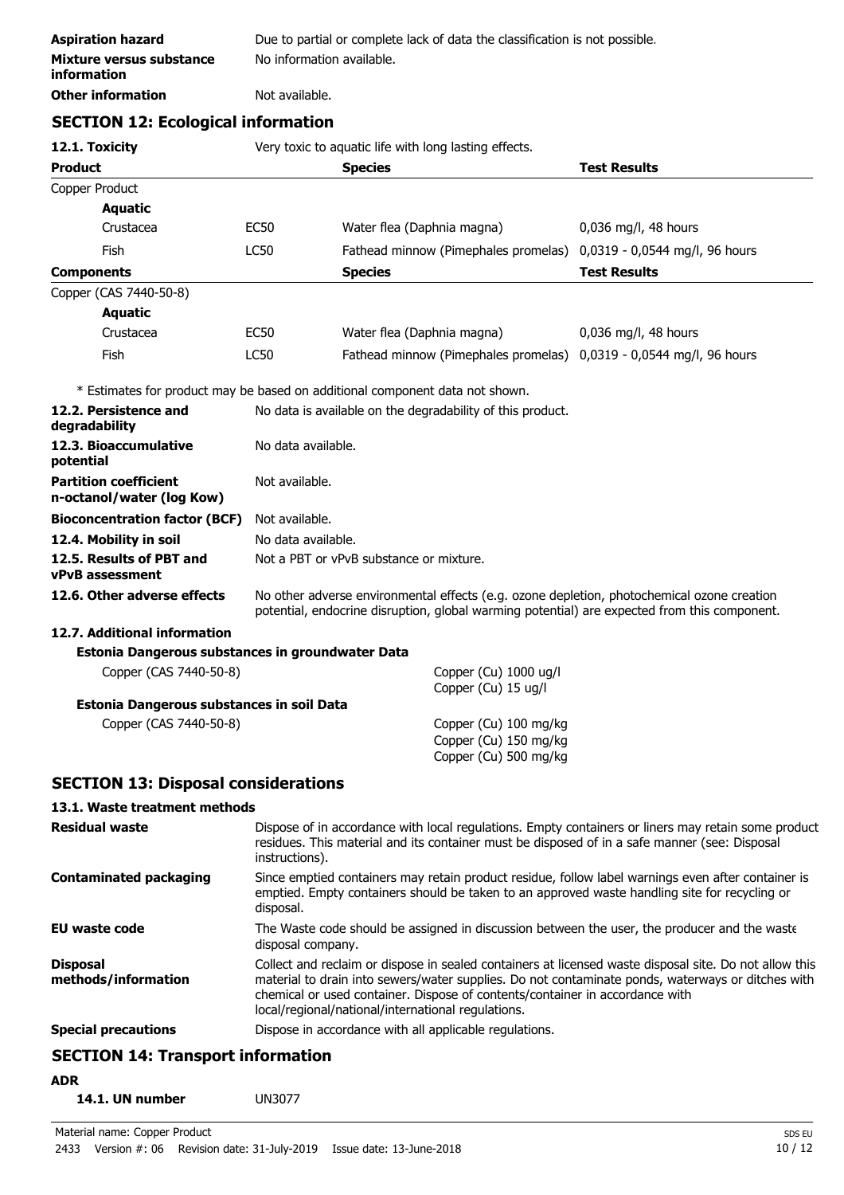| | |
|---|---|
| **Aspiration hazard** | Due to partial or complete lack of data the classification is not possible. |
| **Mixture versus substance information** | No information available. |
| **Other information** | Not available. |

## SECTION 12: Ecological information

**12.1. Toxicity** Very toxic to aquatic life with long lasting effects.

| **Product** | | **Species** | **Test Results** |
|---|---|---|---|
| Copper Product | | | |
| **Aquatic** | | | |
| Crustacea | EC50 | Water flea (Daphnia magna) | 0,036 mg/l, 48 hours |
| Fish | LC50 | Fathead minnow (Pimephales promelas) | 0,0319 - 0,0544 mg/l, 96 hours |

| **Components** | | **Species** | **Test Results** |
|---|---|---|---|
| Copper (CAS 7440-50-8) | | | |
| **Aquatic** | | | |
| Crustacea | EC50 | Water flea (Daphnia magna) | 0,036 mg/l, 48 hours |
| Fish | LC50 | Fathead minnow (Pimephales promelas) | 0,0319 - 0,0544 mg/l, 96 hours |

* Estimates for product may be based on additional component data not shown.

| | |
|---|---|
| **12.2. Persistence and degradability** | No data is available on the degradability of this product. |
| **12.3. Bioaccumulative potential** | No data available. |
| **Partition coefficient n-octanol/water (log Kow)** | Not available. |
| **Bioconcentration factor (BCF)** | Not available. |
| **12.4. Mobility in soil** | No data available. |
| **12.5. Results of PBT and vPvB assessment** | Not a PBT or vPvB substance or mixture. |
| **12.6. Other adverse effects** | No other adverse environmental effects (e.g. ozone depletion, photochemical ozone creation potential, endocrine disruption, global warming potential) are expected from this component. |

**12.7. Additional information**

**Estonia Dangerous substances in groundwater Data**

| | |
|---|---|
| Copper (CAS 7440-50-8) | Copper (Cu) 1000 ug/l<br>Copper (Cu) 15 ug/l |

**Estonia Dangerous substances in soil Data**

| | |
|---|---|
| Copper (CAS 7440-50-8) | Copper (Cu) 100 mg/kg<br>Copper (Cu) 150 mg/kg<br>Copper (Cu) 500 mg/kg |

## SECTION 13: Disposal considerations

**13.1. Waste treatment methods**

| | |
|---|---|
| **Residual waste** | Dispose of in accordance with local regulations. Empty containers or liners may retain some product residues. This material and its container must be disposed of in a safe manner (see: Disposal instructions). |
| **Contaminated packaging** | Since emptied containers may retain product residue, follow label warnings even after container is emptied. Empty containers should be taken to an approved waste handling site for recycling or disposal. |
| **EU waste code** | The Waste code should be assigned in discussion between the user, the producer and the waste disposal company. |
| **Disposal methods/information** | Collect and reclaim or dispose in sealed containers at licensed waste disposal site. Do not allow this material to drain into sewers/water supplies. Do not contaminate ponds, waterways or ditches with chemical or used container. Dispose of contents/container in accordance with local/regional/national/international regulations. |
| **Special precautions** | Dispose in accordance with all applicable regulations. |

## SECTION 14: Transport information

**ADR**

**14.1. UN number** UN3077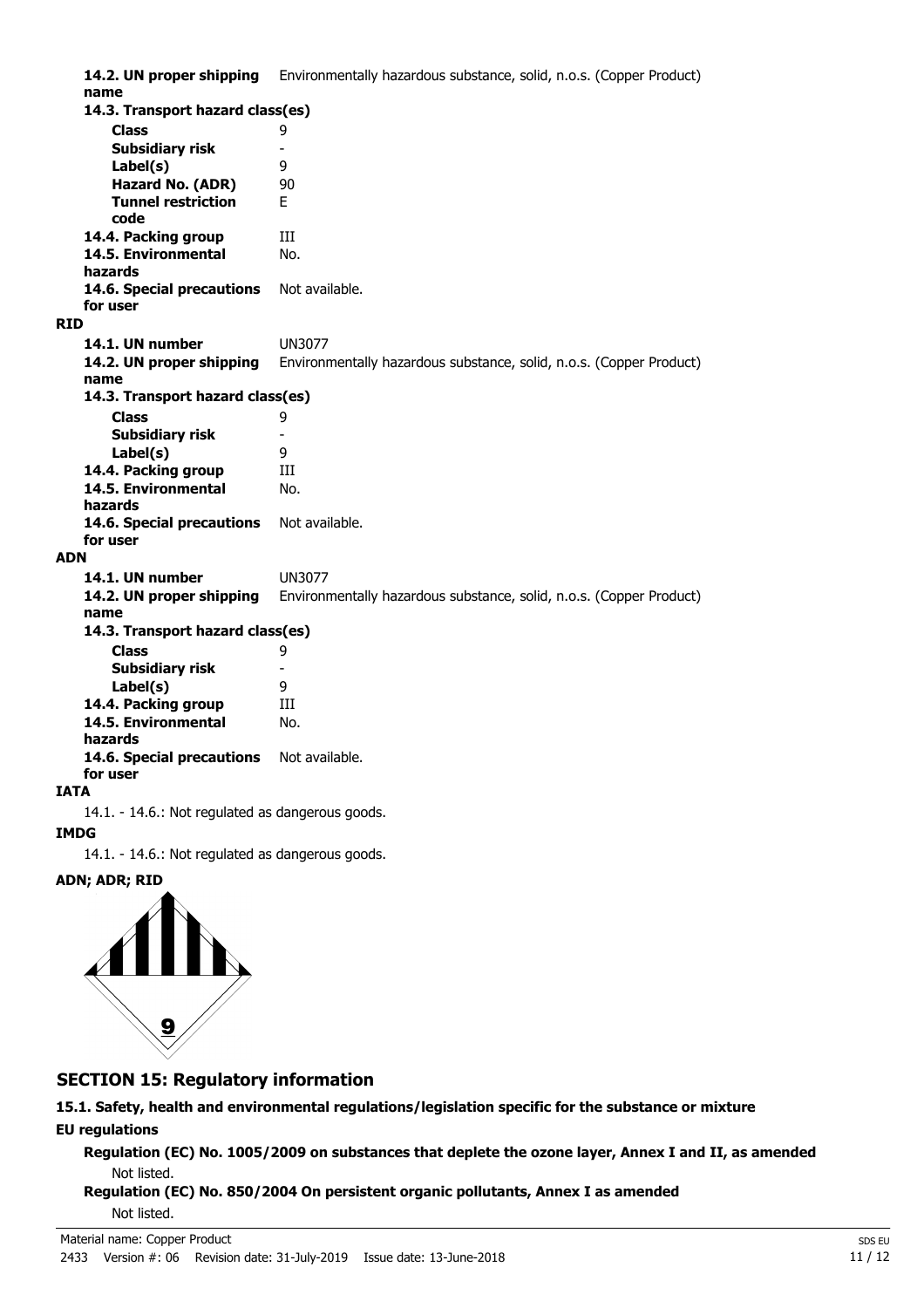| | |
|---|---|
| **14.2. UN proper shipping name** | Environmentally hazardous substance, solid, n.o.s. (Copper Product) |
| **14.3. Transport hazard class(es)** | |
| **Class** | 9 |
| **Subsidiary risk** | - |
| **Label(s)** | 9 |
| **Hazard No. (ADR)** | 90 |
| **Tunnel restriction code** | E |
| **14.4. Packing group** | III |
| **14.5. Environmental hazards** | No. |
| **14.6. Special precautions for user** | Not available. |

**RID**

| | |
|---|---|
| **14.1. UN number** | UN3077 |
| **14.2. UN proper shipping name** | Environmentally hazardous substance, solid, n.o.s. (Copper Product) |
| **14.3. Transport hazard class(es)** | |
| **Class** | 9 |
| **Subsidiary risk** | - |
| **Label(s)** | 9 |
| **14.4. Packing group** | III |
| **14.5. Environmental hazards** | No. |
| **14.6. Special precautions for user** | Not available. |

**ADN**

| | |
|---|---|
| **14.1. UN number** | UN3077 |
| **14.2. UN proper shipping name** | Environmentally hazardous substance, solid, n.o.s. (Copper Product) |
| **14.3. Transport hazard class(es)** | |
| **Class** | 9 |
| **Subsidiary risk** | - |
| **Label(s)** | 9 |
| **14.4. Packing group** | III |
| **14.5. Environmental hazards** | No. |
| **14.6. Special precautions for user** | Not available. |

**IATA**

14.1. - 14.6.: Not regulated as dangerous goods.

**IMDG**

14.1. - 14.6.: Not regulated as dangerous goods.

**ADN; ADR; RID**

## SECTION 15: Regulatory information

**15.1. Safety, health and environmental regulations/legislation specific for the substance or mixture**

**EU regulations**

**Regulation (EC) No. 1005/2009 on substances that deplete the ozone layer, Annex I and II, as amended**

Not listed.

**Regulation (EC) No. 850/2004 On persistent organic pollutants, Annex I as amended**

Not listed.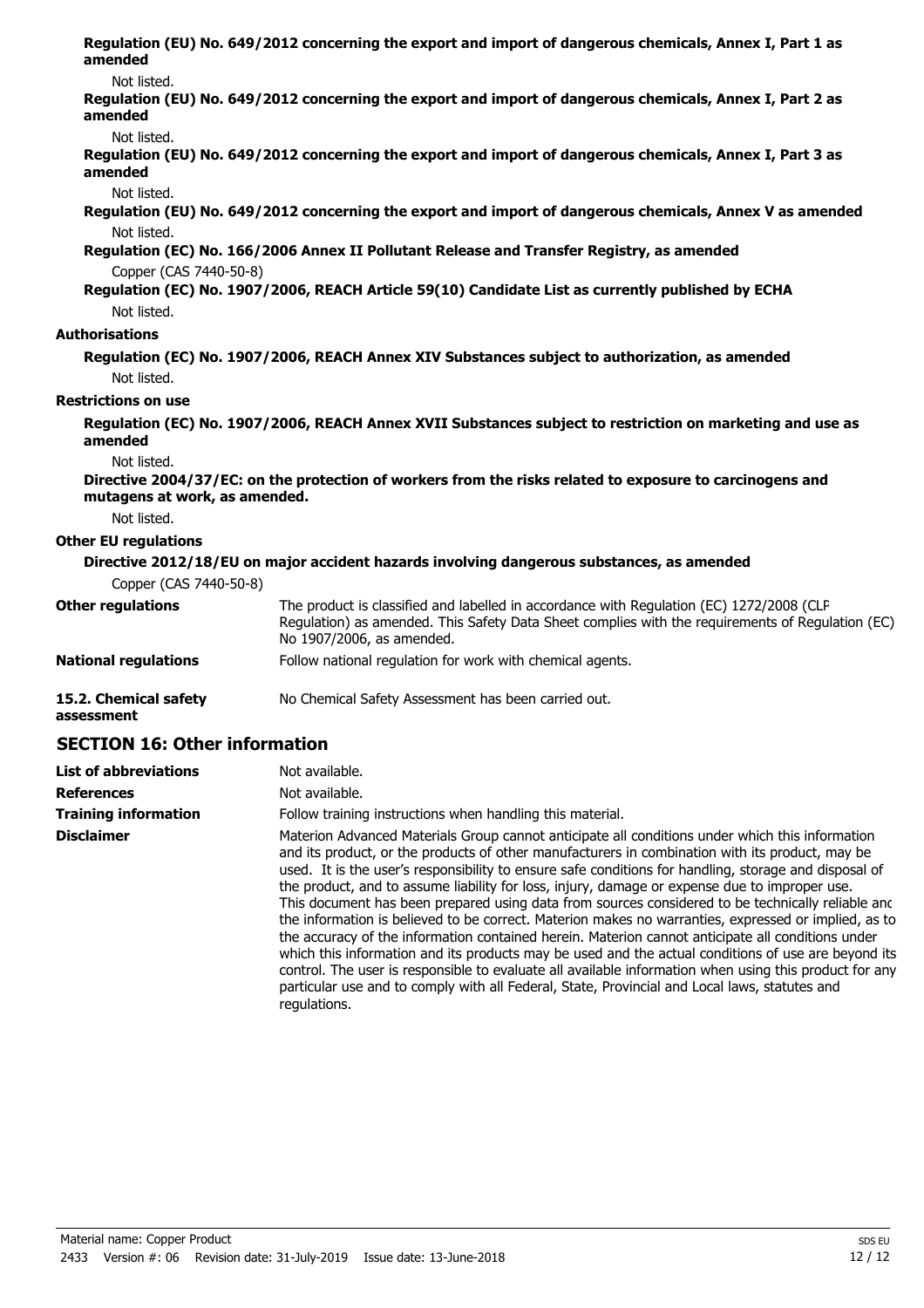**Regulation (EU) No. 649/2012 concerning the export and import of dangerous chemicals, Annex I, Part 1 as amended**

Not listed.

**Regulation (EU) No. 649/2012 concerning the export and import of dangerous chemicals, Annex I, Part 2 as amended**

Not listed.

**Regulation (EU) No. 649/2012 concerning the export and import of dangerous chemicals, Annex I, Part 3 as amended**

Not listed.

**Regulation (EU) No. 649/2012 concerning the export and import of dangerous chemicals, Annex V as amended**

Not listed.

**Regulation (EC) No. 166/2006 Annex II Pollutant Release and Transfer Registry, as amended**

Copper (CAS 7440-50-8)

**Regulation (EC) No. 1907/2006, REACH Article 59(10) Candidate List as currently published by ECHA**

Not listed.

**Authorisations**

**Regulation (EC) No. 1907/2006, REACH Annex XIV Substances subject to authorization, as amended**

Not listed.

**Restrictions on use**

**Regulation (EC) No. 1907/2006, REACH Annex XVII Substances subject to restriction on marketing and use as amended**

Not listed.

**Directive 2004/37/EC: on the protection of workers from the risks related to exposure to carcinogens and mutagens at work, as amended.**

Not listed.

**Other EU regulations**

**Directive 2012/18/EU on major accident hazards involving dangerous substances, as amended**

Copper (CAS 7440-50-8)

**Other regulations** The product is classified and labelled in accordance with Regulation (EC) 1272/2008 (CLP Regulation) as amended. This Safety Data Sheet complies with the requirements of Regulation (EC) No 1907/2006, as amended.

**National regulations** Follow national regulation for work with chemical agents.

**15.2. Chemical safety assessment** No Chemical Safety Assessment has been carried out.

## SECTION 16: Other information

**List of abbreviations** Not available.

**References** Not available.

**Training information** Follow training instructions when handling this material.

**Disclaimer** Materion Advanced Materials Group cannot anticipate all conditions under which this information and its product, or the products of other manufacturers in combination with its product, may be used. It is the user's responsibility to ensure safe conditions for handling, storage and disposal of the product, and to assume liability for loss, injury, damage or expense due to improper use. This document has been prepared using data from sources considered to be technically reliable and the information is believed to be correct. Materion makes no warranties, expressed or implied, as to the accuracy of the information contained herein. Materion cannot anticipate all conditions under which this information and its products may be used and the actual conditions of use are beyond its control. The user is responsible to evaluate all available information when using this product for any particular use and to comply with all Federal, State, Provincial and Local laws, statutes and regulations.